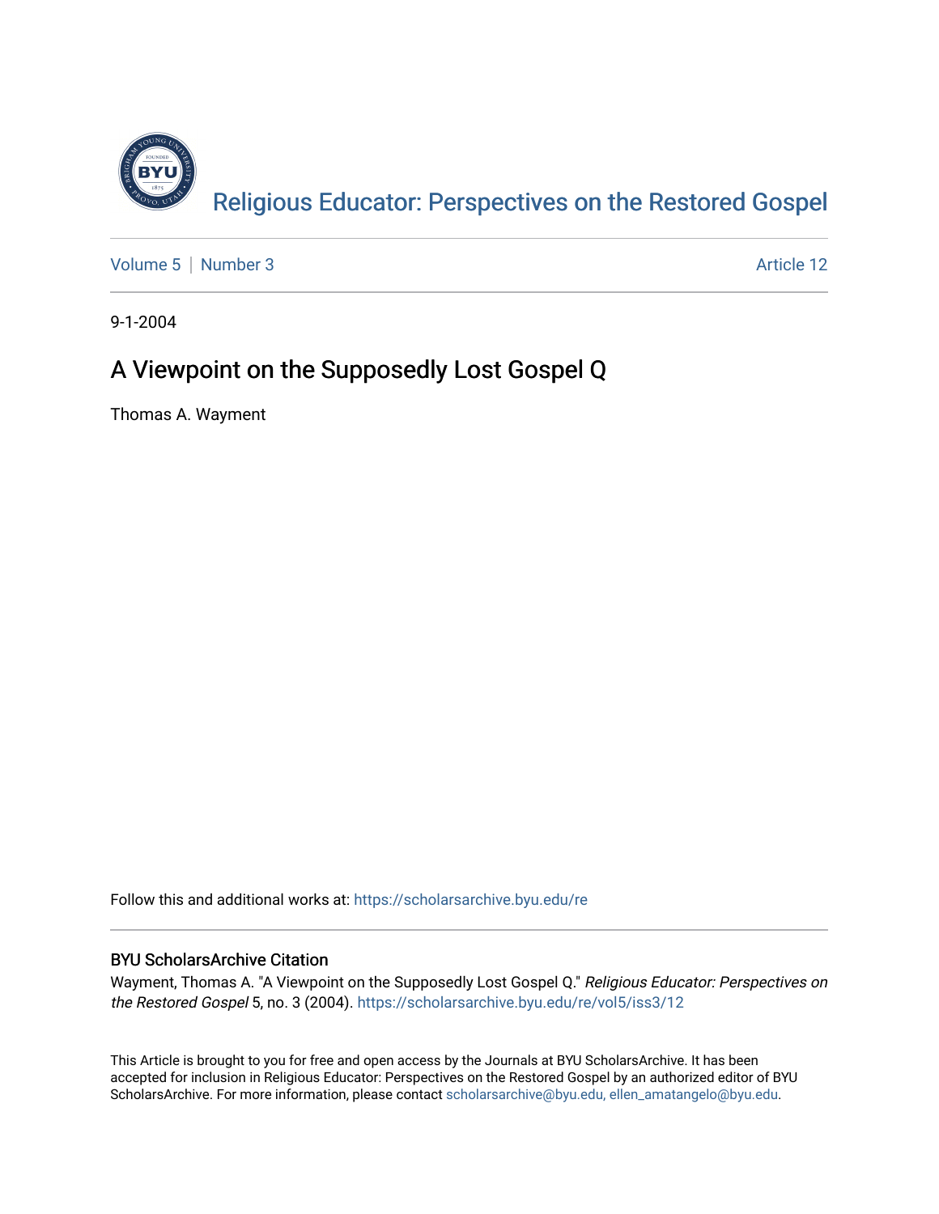Religious Educator: Perspectives on the Restored Gospel

Volume 5 | Number 3 — Article 12

9-1-2004

# A Viewpoint on the Supposedly Lost Gospel Q

Thomas A. Wayment

Follow this and additional works at: https://scholarsarchive.byu.edu/re

## BYU ScholarsArchive Citation

Wayment, Thomas A. "A Viewpoint on the Supposedly Lost Gospel Q." *Religious Educator: Perspectives on the Restored Gospel* 5, no. 3 (2004). https://scholarsarchive.byu.edu/re/vol5/iss3/12

This Article is brought to you for free and open access by the Journals at BYU ScholarsArchive. It has been accepted for inclusion in Religious Educator: Perspectives on the Restored Gospel by an authorized editor of BYU ScholarsArchive. For more information, please contact scholarsarchive@byu.edu, ellen_amatangelo@byu.edu.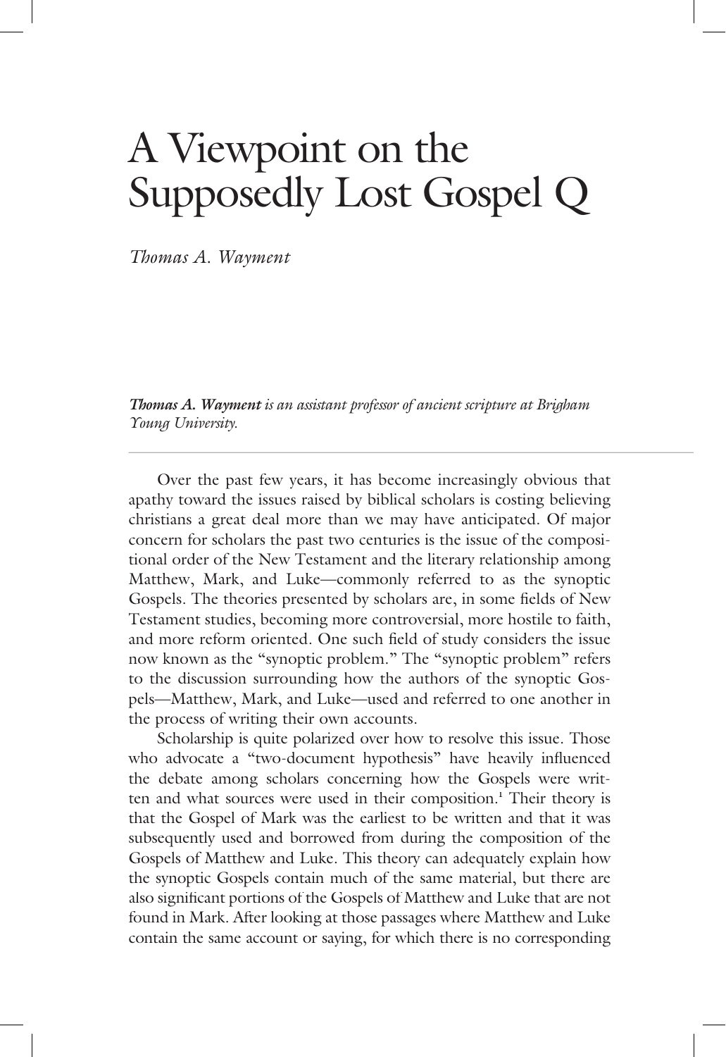# A Viewpoint on the Supposedly Lost Gospel Q

*Thomas A. Wayment*

***Thomas A. Wayment** is an assistant professor of ancient scripture at Brigham Young University.*

---

Over the past few years, it has become increasingly obvious that apathy toward the issues raised by biblical scholars is costing believing christians a great deal more than we may have anticipated. Of major concern for scholars the past two centuries is the issue of the compositional order of the New Testament and the literary relationship among Matthew, Mark, and Luke—commonly referred to as the synoptic Gospels. The theories presented by scholars are, in some fields of New Testament studies, becoming more controversial, more hostile to faith, and more reform oriented. One such field of study considers the issue now known as the "synoptic problem." The "synoptic problem" refers to the discussion surrounding how the authors of the synoptic Gospels—Matthew, Mark, and Luke—used and referred to one another in the process of writing their own accounts.

Scholarship is quite polarized over how to resolve this issue. Those who advocate a "two-document hypothesis" have heavily influenced the debate among scholars concerning how the Gospels were written and what sources were used in their composition.[1] Their theory is that the Gospel of Mark was the earliest to be written and that it was subsequently used and borrowed from during the composition of the Gospels of Matthew and Luke. This theory can adequately explain how the synoptic Gospels contain much of the same material, but there are also significant portions of the Gospels of Matthew and Luke that are not found in Mark. After looking at those passages where Matthew and Luke contain the same account or saying, for which there is no corresponding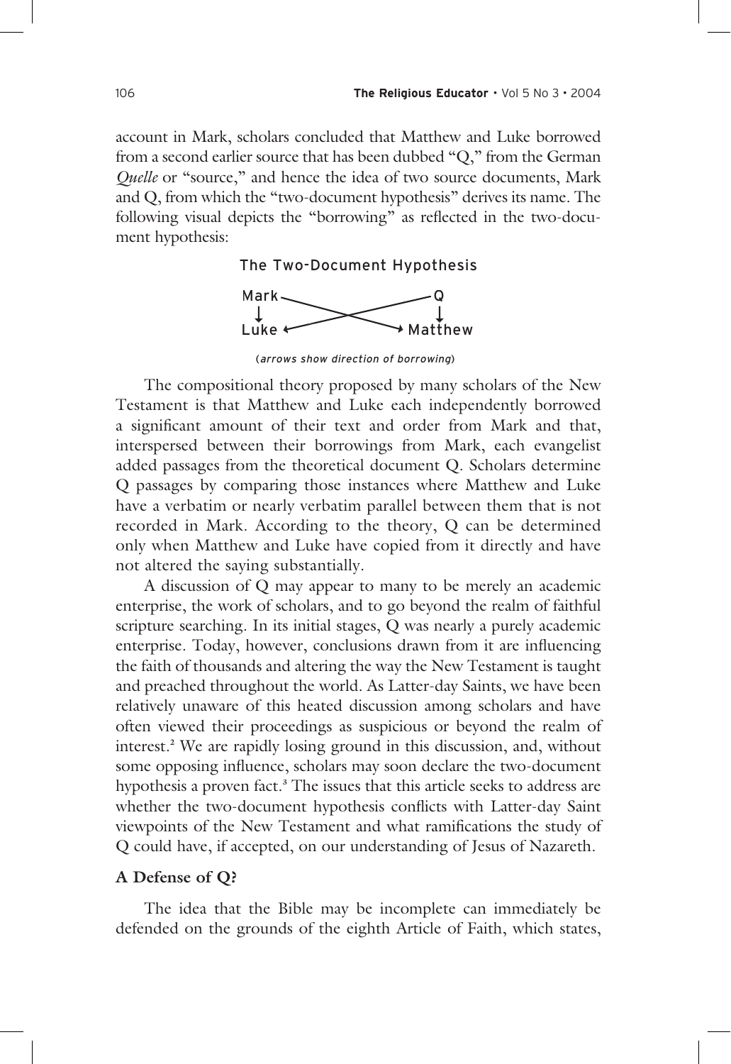account in Mark, scholars concluded that Matthew and Luke borrowed from a second earlier source that has been dubbed "Q," from the German *Quelle* or "source," and hence the idea of two source documents, Mark and Q, from which the "two-document hypothesis" derives its name. The following visual depicts the "borrowing" as reflected in the two-document hypothesis:

The Two-Document Hypothesis

```
Mark ──────────────── Q
 │    ╲            ╱   │
 ↓      ╲        ╱     ↓
Luke ←──────────────→ Matthew
```

(*arrows show direction of borrowing*)

The compositional theory proposed by many scholars of the New Testament is that Matthew and Luke each independently borrowed a significant amount of their text and order from Mark and that, interspersed between their borrowings from Mark, each evangelist added passages from the theoretical document Q. Scholars determine Q passages by comparing those instances where Matthew and Luke have a verbatim or nearly verbatim parallel between them that is not recorded in Mark. According to the theory, Q can be determined only when Matthew and Luke have copied from it directly and have not altered the saying substantially.

A discussion of Q may appear to many to be merely an academic enterprise, the work of scholars, and to go beyond the realm of faithful scripture searching. In its initial stages, Q was nearly a purely academic enterprise. Today, however, conclusions drawn from it are influencing the faith of thousands and altering the way the New Testament is taught and preached throughout the world. As Latter-day Saints, we have been relatively unaware of this heated discussion among scholars and have often viewed their proceedings as suspicious or beyond the realm of interest.[2] We are rapidly losing ground in this discussion, and, without some opposing influence, scholars may soon declare the two-document hypothesis a proven fact.[3] The issues that this article seeks to address are whether the two-document hypothesis conflicts with Latter-day Saint viewpoints of the New Testament and what ramifications the study of Q could have, if accepted, on our understanding of Jesus of Nazareth.

**A Defense of Q?**

The idea that the Bible may be incomplete can immediately be defended on the grounds of the eighth Article of Faith, which states,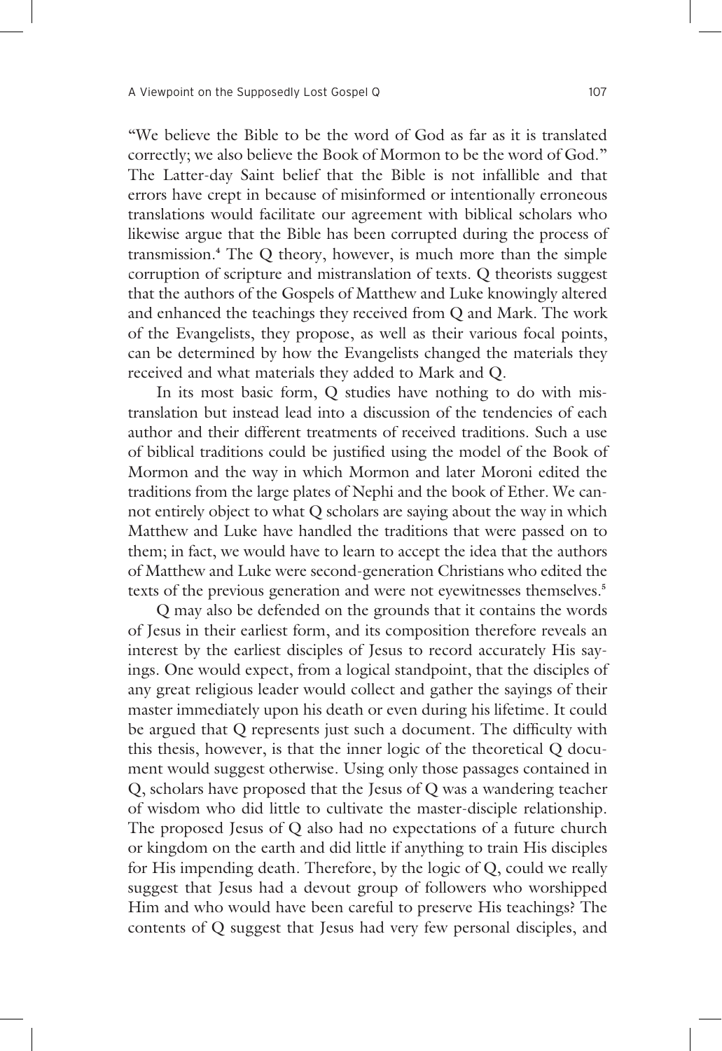"We believe the Bible to be the word of God as far as it is translated correctly; we also believe the Book of Mormon to be the word of God." The Latter-day Saint belief that the Bible is not infallible and that errors have crept in because of misinformed or intentionally erroneous translations would facilitate our agreement with biblical scholars who likewise argue that the Bible has been corrupted during the process of transmission.[4] The Q theory, however, is much more than the simple corruption of scripture and mistranslation of texts. Q theorists suggest that the authors of the Gospels of Matthew and Luke knowingly altered and enhanced the teachings they received from Q and Mark. The work of the Evangelists, they propose, as well as their various focal points, can be determined by how the Evangelists changed the materials they received and what materials they added to Mark and Q.

In its most basic form, Q studies have nothing to do with mistranslation but instead lead into a discussion of the tendencies of each author and their different treatments of received traditions. Such a use of biblical traditions could be justified using the model of the Book of Mormon and the way in which Mormon and later Moroni edited the traditions from the large plates of Nephi and the book of Ether. We cannot entirely object to what Q scholars are saying about the way in which Matthew and Luke have handled the traditions that were passed on to them; in fact, we would have to learn to accept the idea that the authors of Matthew and Luke were second-generation Christians who edited the texts of the previous generation and were not eyewitnesses themselves.[5]

Q may also be defended on the grounds that it contains the words of Jesus in their earliest form, and its composition therefore reveals an interest by the earliest disciples of Jesus to record accurately His sayings. One would expect, from a logical standpoint, that the disciples of any great religious leader would collect and gather the sayings of their master immediately upon his death or even during his lifetime. It could be argued that Q represents just such a document. The difficulty with this thesis, however, is that the inner logic of the theoretical Q document would suggest otherwise. Using only those passages contained in Q, scholars have proposed that the Jesus of Q was a wandering teacher of wisdom who did little to cultivate the master-disciple relationship. The proposed Jesus of Q also had no expectations of a future church or kingdom on the earth and did little if anything to train His disciples for His impending death. Therefore, by the logic of Q, could we really suggest that Jesus had a devout group of followers who worshipped Him and who would have been careful to preserve His teachings? The contents of Q suggest that Jesus had very few personal disciples, and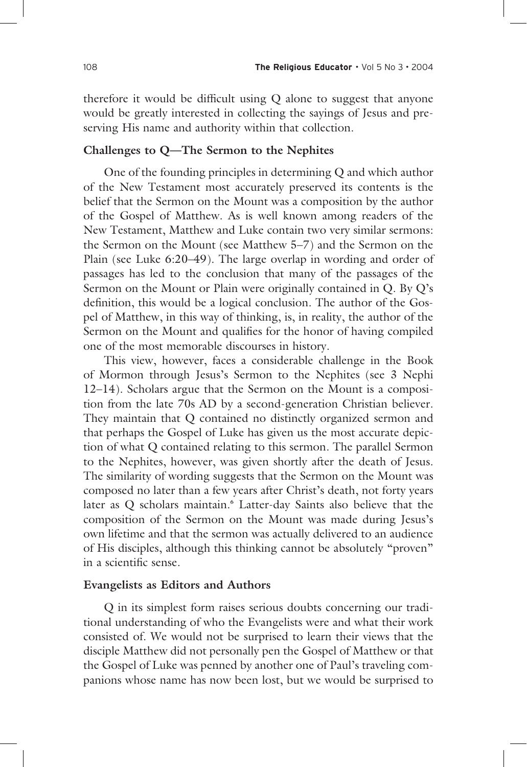therefore it would be difficult using Q alone to suggest that anyone would be greatly interested in collecting the sayings of Jesus and preserving His name and authority within that collection.

## Challenges to Q—The Sermon to the Nephites

One of the founding principles in determining Q and which author of the New Testament most accurately preserved its contents is the belief that the Sermon on the Mount was a composition by the author of the Gospel of Matthew. As is well known among readers of the New Testament, Matthew and Luke contain two very similar sermons: the Sermon on the Mount (see Matthew 5–7) and the Sermon on the Plain (see Luke 6:20–49). The large overlap in wording and order of passages has led to the conclusion that many of the passages of the Sermon on the Mount or Plain were originally contained in Q. By Q's definition, this would be a logical conclusion. The author of the Gospel of Matthew, in this way of thinking, is, in reality, the author of the Sermon on the Mount and qualifies for the honor of having compiled one of the most memorable discourses in history.

This view, however, faces a considerable challenge in the Book of Mormon through Jesus's Sermon to the Nephites (see 3 Nephi 12–14). Scholars argue that the Sermon on the Mount is a composition from the late 70s AD by a second-generation Christian believer. They maintain that Q contained no distinctly organized sermon and that perhaps the Gospel of Luke has given us the most accurate depiction of what Q contained relating to this sermon. The parallel Sermon to the Nephites, however, was given shortly after the death of Jesus. The similarity of wording suggests that the Sermon on the Mount was composed no later than a few years after Christ's death, not forty years later as Q scholars maintain.[6] Latter-day Saints also believe that the composition of the Sermon on the Mount was made during Jesus's own lifetime and that the sermon was actually delivered to an audience of His disciples, although this thinking cannot be absolutely "proven" in a scientific sense.

## Evangelists as Editors and Authors

Q in its simplest form raises serious doubts concerning our traditional understanding of who the Evangelists were and what their work consisted of. We would not be surprised to learn their views that the disciple Matthew did not personally pen the Gospel of Matthew or that the Gospel of Luke was penned by another one of Paul's traveling companions whose name has now been lost, but we would be surprised to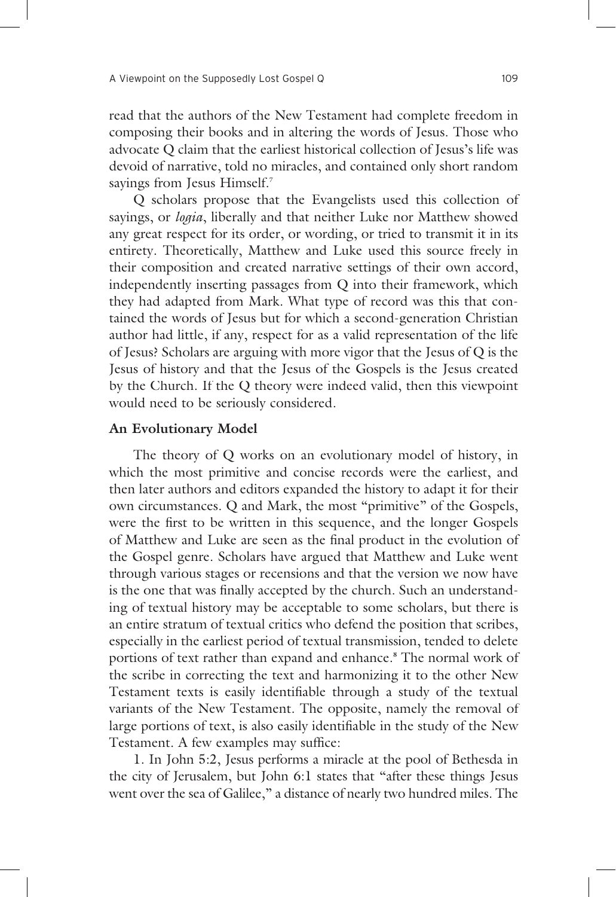read that the authors of the New Testament had complete freedom in composing their books and in altering the words of Jesus. Those who advocate Q claim that the earliest historical collection of Jesus's life was devoid of narrative, told no miracles, and contained only short random sayings from Jesus Himself.[7]

Q scholars propose that the Evangelists used this collection of sayings, or *logia*, liberally and that neither Luke nor Matthew showed any great respect for its order, or wording, or tried to transmit it in its entirety. Theoretically, Matthew and Luke used this source freely in their composition and created narrative settings of their own accord, independently inserting passages from Q into their framework, which they had adapted from Mark. What type of record was this that contained the words of Jesus but for which a second-generation Christian author had little, if any, respect for as a valid representation of the life of Jesus? Scholars are arguing with more vigor that the Jesus of Q is the Jesus of history and that the Jesus of the Gospels is the Jesus created by the Church. If the Q theory were indeed valid, then this viewpoint would need to be seriously considered.

**An Evolutionary Model**

The theory of Q works on an evolutionary model of history, in which the most primitive and concise records were the earliest, and then later authors and editors expanded the history to adapt it for their own circumstances. Q and Mark, the most "primitive" of the Gospels, were the first to be written in this sequence, and the longer Gospels of Matthew and Luke are seen as the final product in the evolution of the Gospel genre. Scholars have argued that Matthew and Luke went through various stages or recensions and that the version we now have is the one that was finally accepted by the church. Such an understanding of textual history may be acceptable to some scholars, but there is an entire stratum of textual critics who defend the position that scribes, especially in the earliest period of textual transmission, tended to delete portions of text rather than expand and enhance.[8] The normal work of the scribe in correcting the text and harmonizing it to the other New Testament texts is easily identifiable through a study of the textual variants of the New Testament. The opposite, namely the removal of large portions of text, is also easily identifiable in the study of the New Testament. A few examples may suffice:

1. In John 5:2, Jesus performs a miracle at the pool of Bethesda in the city of Jerusalem, but John 6:1 states that "after these things Jesus went over the sea of Galilee," a distance of nearly two hundred miles. The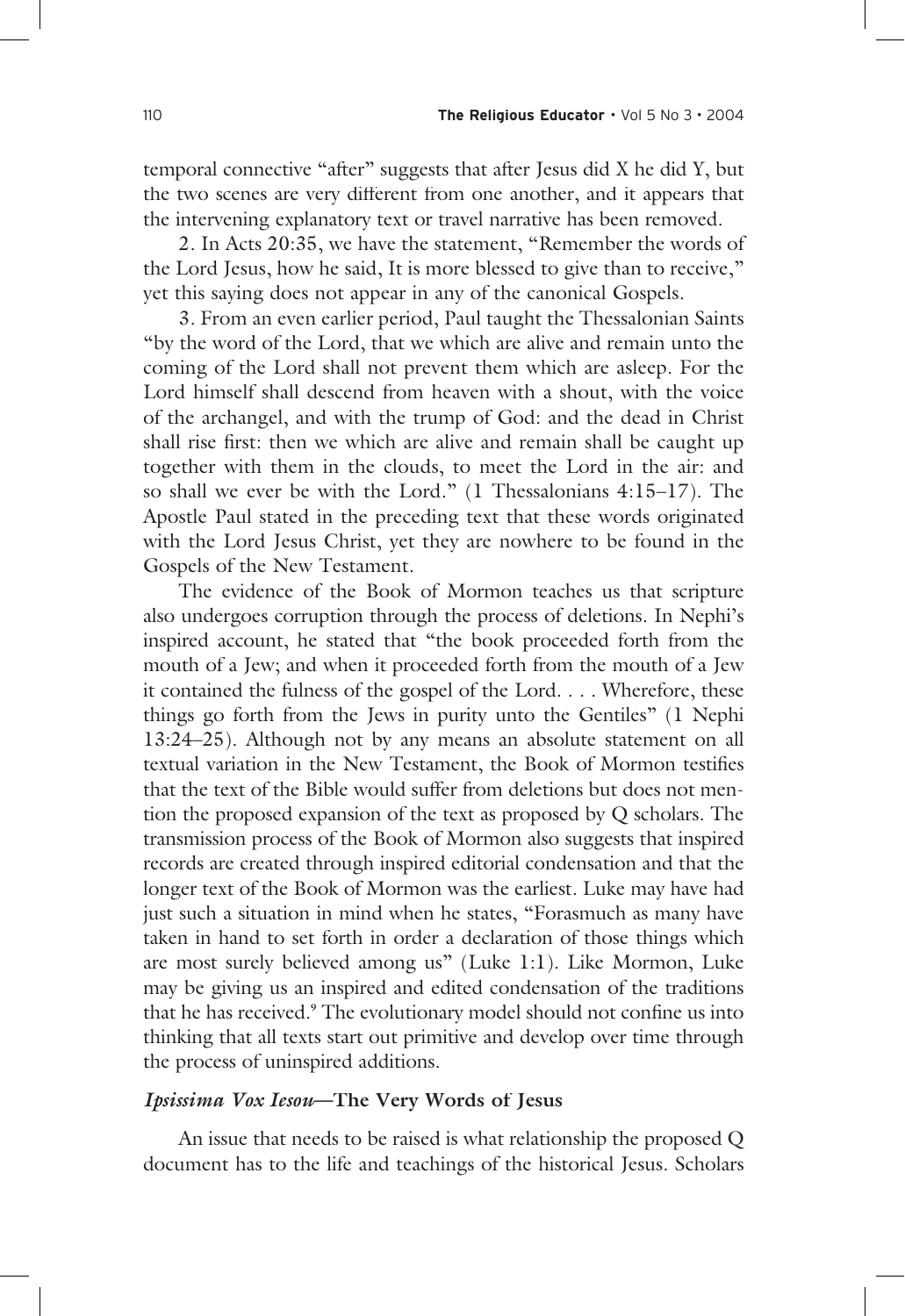temporal connective "after" suggests that after Jesus did X he did Y, but the two scenes are very different from one another, and it appears that the intervening explanatory text or travel narrative has been removed.

2. In Acts 20:35, we have the statement, "Remember the words of the Lord Jesus, how he said, It is more blessed to give than to receive," yet this saying does not appear in any of the canonical Gospels.

3. From an even earlier period, Paul taught the Thessalonian Saints "by the word of the Lord, that we which are alive and remain unto the coming of the Lord shall not prevent them which are asleep. For the Lord himself shall descend from heaven with a shout, with the voice of the archangel, and with the trump of God: and the dead in Christ shall rise first: then we which are alive and remain shall be caught up together with them in the clouds, to meet the Lord in the air: and so shall we ever be with the Lord." (1 Thessalonians 4:15–17). The Apostle Paul stated in the preceding text that these words originated with the Lord Jesus Christ, yet they are nowhere to be found in the Gospels of the New Testament.

The evidence of the Book of Mormon teaches us that scripture also undergoes corruption through the process of deletions. In Nephi's inspired account, he stated that "the book proceeded forth from the mouth of a Jew; and when it proceeded forth from the mouth of a Jew it contained the fulness of the gospel of the Lord. . . . Wherefore, these things go forth from the Jews in purity unto the Gentiles" (1 Nephi 13:24–25). Although not by any means an absolute statement on all textual variation in the New Testament, the Book of Mormon testifies that the text of the Bible would suffer from deletions but does not mention the proposed expansion of the text as proposed by Q scholars. The transmission process of the Book of Mormon also suggests that inspired records are created through inspired editorial condensation and that the longer text of the Book of Mormon was the earliest. Luke may have had just such a situation in mind when he states, "Forasmuch as many have taken in hand to set forth in order a declaration of those things which are most surely believed among us" (Luke 1:1). Like Mormon, Luke may be giving us an inspired and edited condensation of the traditions that he has received.[9] The evolutionary model should not confine us into thinking that all texts start out primitive and develop over time through the process of uninspired additions.

### *Ipsissima Vox Iesou*—The Very Words of Jesus

An issue that needs to be raised is what relationship the proposed Q document has to the life and teachings of the historical Jesus. Scholars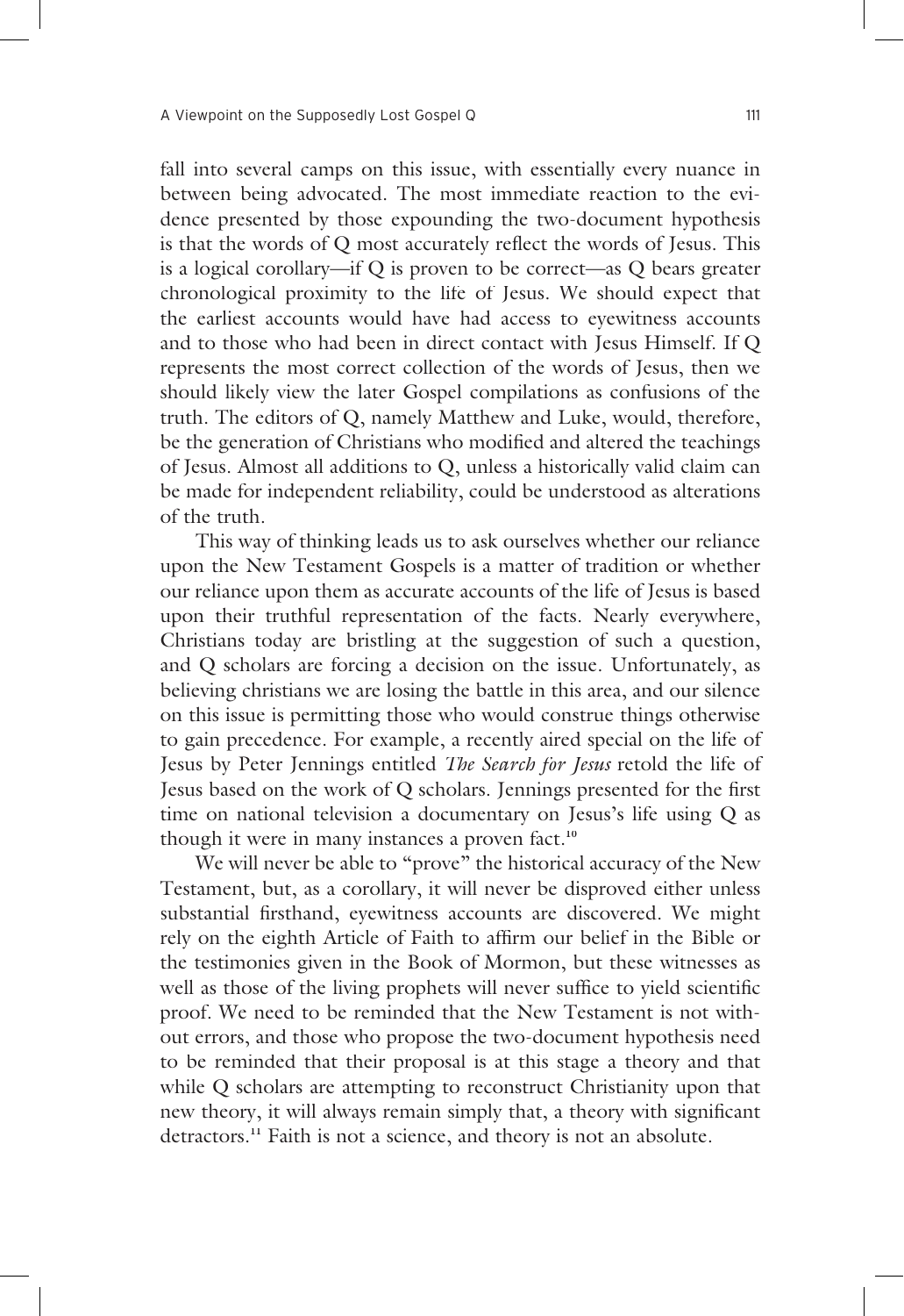fall into several camps on this issue, with essentially every nuance in between being advocated. The most immediate reaction to the evidence presented by those expounding the two-document hypothesis is that the words of Q most accurately reflect the words of Jesus. This is a logical corollary—if Q is proven to be correct—as Q bears greater chronological proximity to the life of Jesus. We should expect that the earliest accounts would have had access to eyewitness accounts and to those who had been in direct contact with Jesus Himself. If Q represents the most correct collection of the words of Jesus, then we should likely view the later Gospel compilations as confusions of the truth. The editors of Q, namely Matthew and Luke, would, therefore, be the generation of Christians who modified and altered the teachings of Jesus. Almost all additions to Q, unless a historically valid claim can be made for independent reliability, could be understood as alterations of the truth.

This way of thinking leads us to ask ourselves whether our reliance upon the New Testament Gospels is a matter of tradition or whether our reliance upon them as accurate accounts of the life of Jesus is based upon their truthful representation of the facts. Nearly everywhere, Christians today are bristling at the suggestion of such a question, and Q scholars are forcing a decision on the issue. Unfortunately, as believing christians we are losing the battle in this area, and our silence on this issue is permitting those who would construe things otherwise to gain precedence. For example, a recently aired special on the life of Jesus by Peter Jennings entitled *The Search for Jesus* retold the life of Jesus based on the work of Q scholars. Jennings presented for the first time on national television a documentary on Jesus's life using Q as though it were in many instances a proven fact.[10]

We will never be able to "prove" the historical accuracy of the New Testament, but, as a corollary, it will never be disproved either unless substantial firsthand, eyewitness accounts are discovered. We might rely on the eighth Article of Faith to affirm our belief in the Bible or the testimonies given in the Book of Mormon, but these witnesses as well as those of the living prophets will never suffice to yield scientific proof. We need to be reminded that the New Testament is not without errors, and those who propose the two-document hypothesis need to be reminded that their proposal is at this stage a theory and that while Q scholars are attempting to reconstruct Christianity upon that new theory, it will always remain simply that, a theory with significant detractors.[11] Faith is not a science, and theory is not an absolute.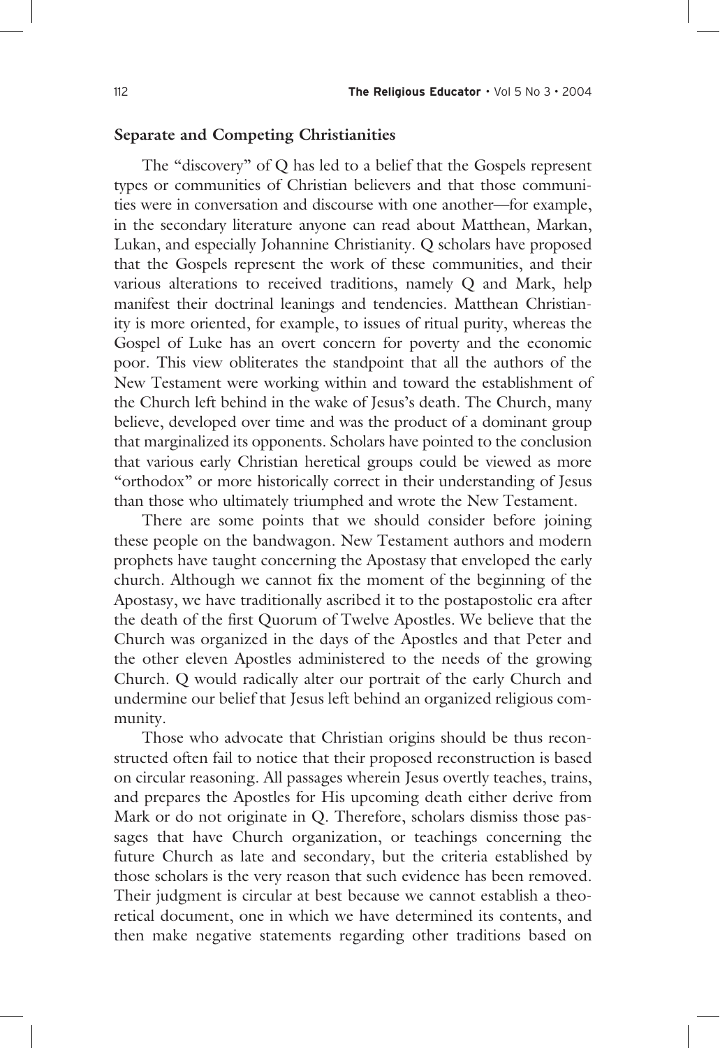### Separate and Competing Christianities

The "discovery" of Q has led to a belief that the Gospels represent types or communities of Christian believers and that those communities were in conversation and discourse with one another—for example, in the secondary literature anyone can read about Matthean, Markan, Lukan, and especially Johannine Christianity. Q scholars have proposed that the Gospels represent the work of these communities, and their various alterations to received traditions, namely Q and Mark, help manifest their doctrinal leanings and tendencies. Matthean Christianity is more oriented, for example, to issues of ritual purity, whereas the Gospel of Luke has an overt concern for poverty and the economic poor. This view obliterates the standpoint that all the authors of the New Testament were working within and toward the establishment of the Church left behind in the wake of Jesus's death. The Church, many believe, developed over time and was the product of a dominant group that marginalized its opponents. Scholars have pointed to the conclusion that various early Christian heretical groups could be viewed as more "orthodox" or more historically correct in their understanding of Jesus than those who ultimately triumphed and wrote the New Testament.

There are some points that we should consider before joining these people on the bandwagon. New Testament authors and modern prophets have taught concerning the Apostasy that enveloped the early church. Although we cannot fix the moment of the beginning of the Apostasy, we have traditionally ascribed it to the postapostolic era after the death of the first Quorum of Twelve Apostles. We believe that the Church was organized in the days of the Apostles and that Peter and the other eleven Apostles administered to the needs of the growing Church. Q would radically alter our portrait of the early Church and undermine our belief that Jesus left behind an organized religious community.

Those who advocate that Christian origins should be thus reconstructed often fail to notice that their proposed reconstruction is based on circular reasoning. All passages wherein Jesus overtly teaches, trains, and prepares the Apostles for His upcoming death either derive from Mark or do not originate in Q. Therefore, scholars dismiss those passages that have Church organization, or teachings concerning the future Church as late and secondary, but the criteria established by those scholars is the very reason that such evidence has been removed. Their judgment is circular at best because we cannot establish a theoretical document, one in which we have determined its contents, and then make negative statements regarding other traditions based on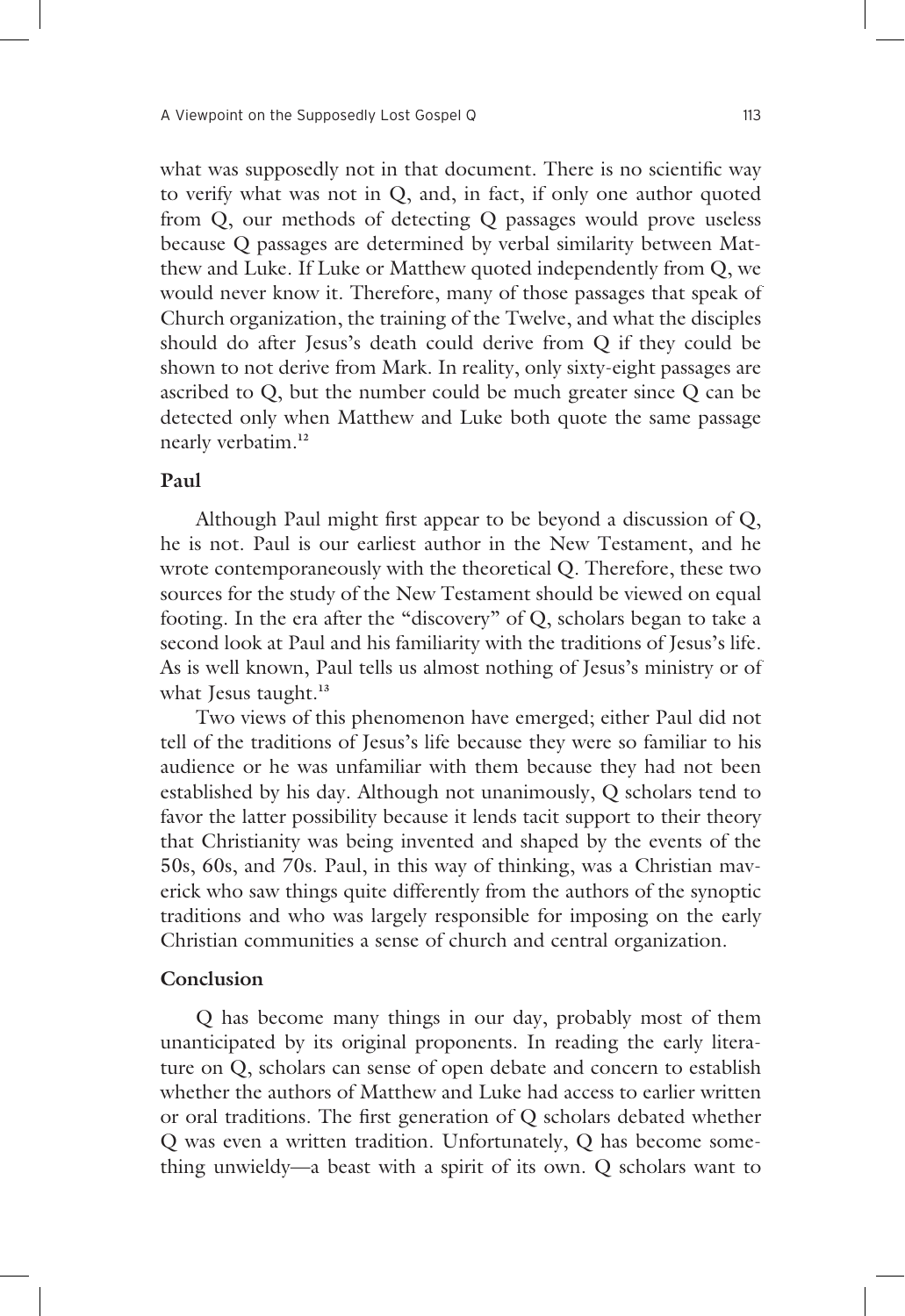what was supposedly not in that document. There is no scientific way to verify what was not in Q, and, in fact, if only one author quoted from Q, our methods of detecting Q passages would prove useless because Q passages are determined by verbal similarity between Matthew and Luke. If Luke or Matthew quoted independently from Q, we would never know it. Therefore, many of those passages that speak of Church organization, the training of the Twelve, and what the disciples should do after Jesus's death could derive from Q if they could be shown to not derive from Mark. In reality, only sixty-eight passages are ascribed to Q, but the number could be much greater since Q can be detected only when Matthew and Luke both quote the same passage nearly verbatim.[12]

### Paul

Although Paul might first appear to be beyond a discussion of Q, he is not. Paul is our earliest author in the New Testament, and he wrote contemporaneously with the theoretical Q. Therefore, these two sources for the study of the New Testament should be viewed on equal footing. In the era after the "discovery" of Q, scholars began to take a second look at Paul and his familiarity with the traditions of Jesus's life. As is well known, Paul tells us almost nothing of Jesus's ministry or of what Jesus taught.[13]

Two views of this phenomenon have emerged; either Paul did not tell of the traditions of Jesus's life because they were so familiar to his audience or he was unfamiliar with them because they had not been established by his day. Although not unanimously, Q scholars tend to favor the latter possibility because it lends tacit support to their theory that Christianity was being invented and shaped by the events of the 50s, 60s, and 70s. Paul, in this way of thinking, was a Christian maverick who saw things quite differently from the authors of the synoptic traditions and who was largely responsible for imposing on the early Christian communities a sense of church and central organization.

### Conclusion

Q has become many things in our day, probably most of them unanticipated by its original proponents. In reading the early literature on Q, scholars can sense of open debate and concern to establish whether the authors of Matthew and Luke had access to earlier written or oral traditions. The first generation of Q scholars debated whether Q was even a written tradition. Unfortunately, Q has become something unwieldy—a beast with a spirit of its own. Q scholars want to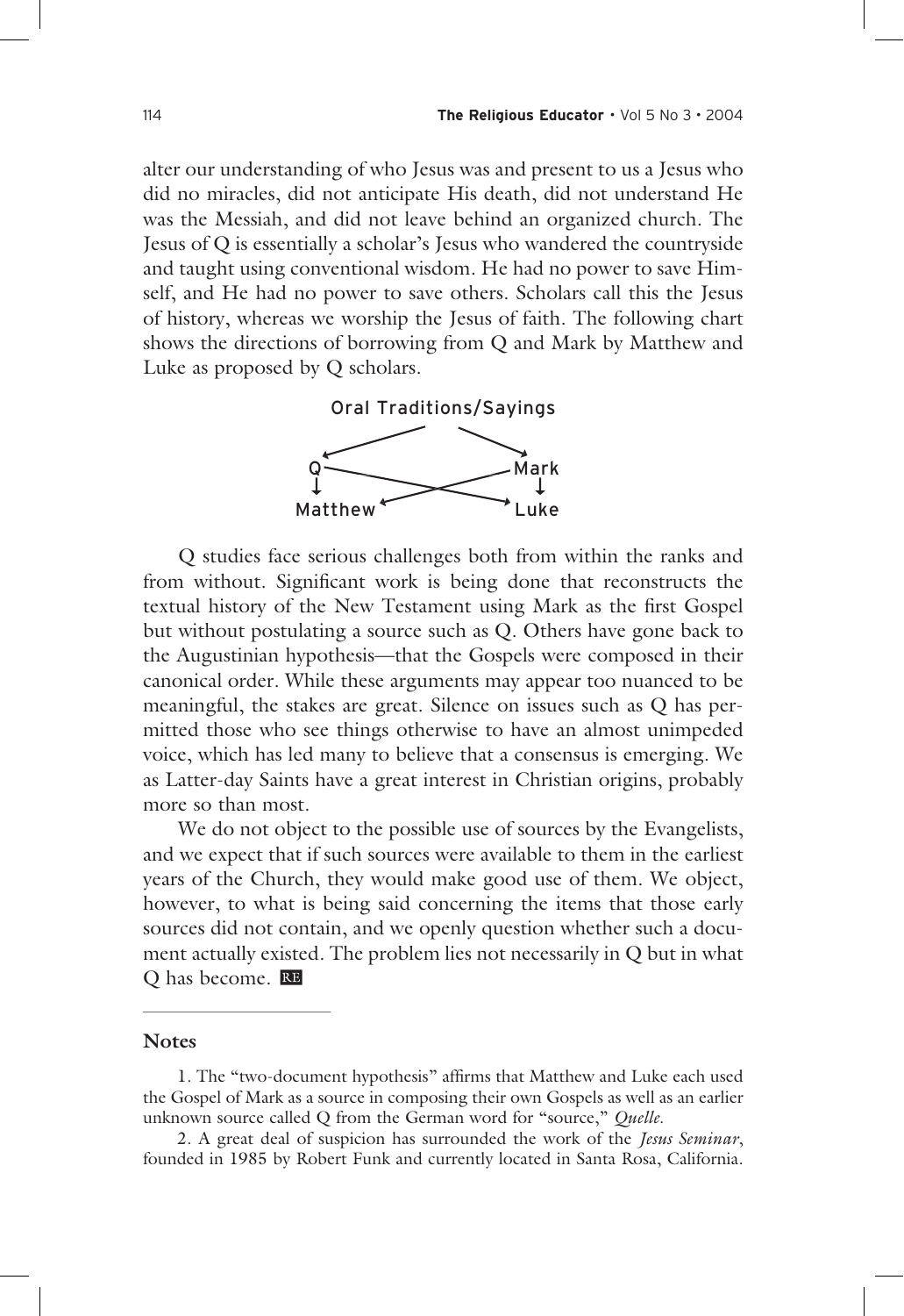alter our understanding of who Jesus was and present to us a Jesus who did no miracles, did not anticipate His death, did not understand He was the Messiah, and did not leave behind an organized church. The Jesus of Q is essentially a scholar's Jesus who wandered the countryside and taught using conventional wisdom. He had no power to save Himself, and He had no power to save others. Scholars call this the Jesus of history, whereas we worship the Jesus of faith. The following chart shows the directions of borrowing from Q and Mark by Matthew and Luke as proposed by Q scholars.

```
        Oral Traditions/Sayings
         ↙                  ↘
       Q                      Mark
       ↓      ╲          ╱      ↓
    Matthew ←   ╳         →   Luke
```

Q studies face serious challenges both from within the ranks and from without. Significant work is being done that reconstructs the textual history of the New Testament using Mark as the first Gospel but without postulating a source such as Q. Others have gone back to the Augustinian hypothesis—that the Gospels were composed in their canonical order. While these arguments may appear too nuanced to be meaningful, the stakes are great. Silence on issues such as Q has permitted those who see things otherwise to have an almost unimpeded voice, which has led many to believe that a consensus is emerging. We as Latter-day Saints have a great interest in Christian origins, probably more so than most.

We do not object to the possible use of sources by the Evangelists, and we expect that if such sources were available to them in the earliest years of the Church, they would make good use of them. We object, however, to what is being said concerning the items that those early sources did not contain, and we openly question whether such a document actually existed. The problem lies not necessarily in Q but in what Q has become. RE

## Notes

1. The "two-document hypothesis" affirms that Matthew and Luke each used the Gospel of Mark as a source in composing their own Gospels as well as an earlier unknown source called Q from the German word for "source," *Quelle.*

2. A great deal of suspicion has surrounded the work of the *Jesus Seminar*, founded in 1985 by Robert Funk and currently located in Santa Rosa, California.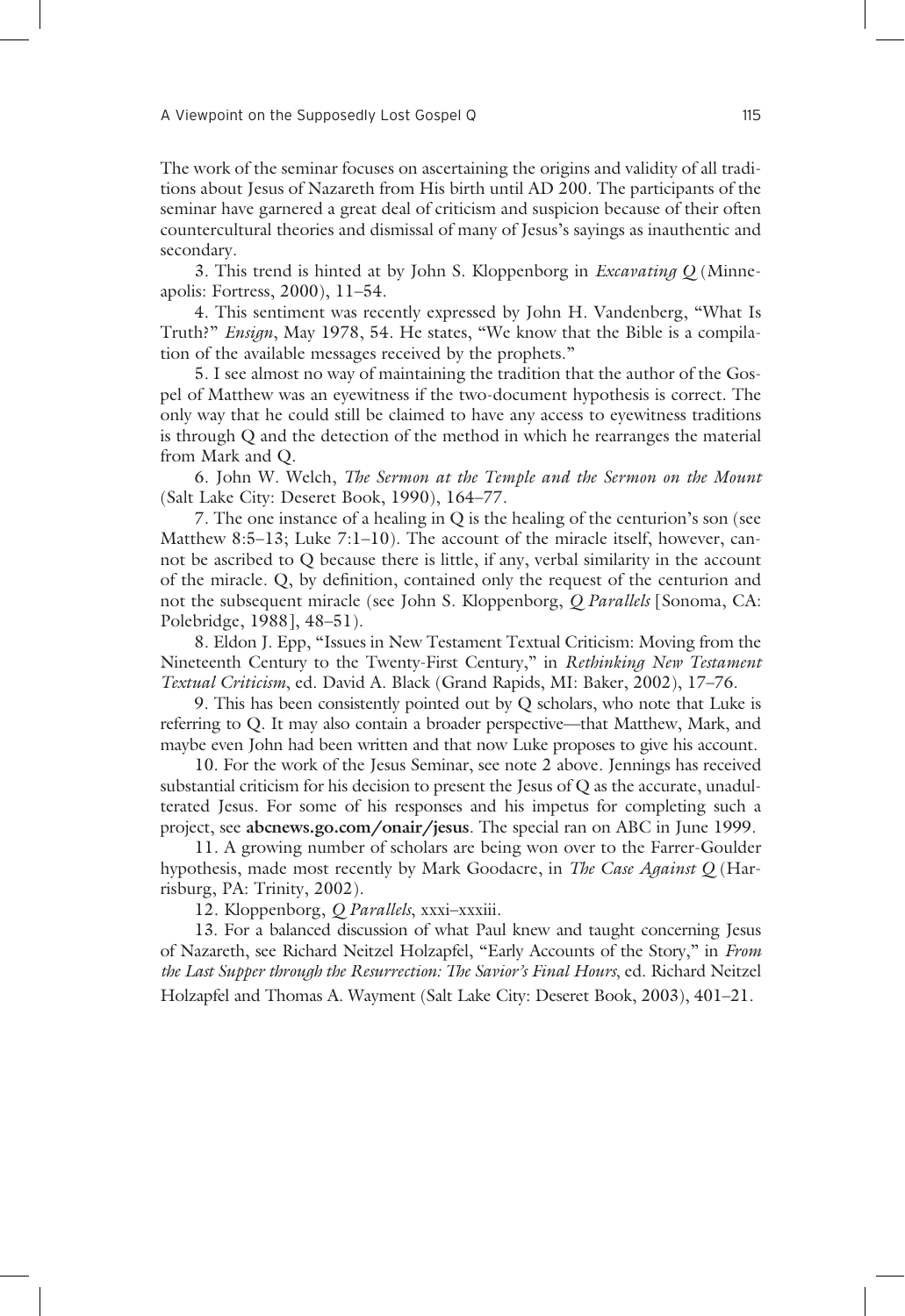The work of the seminar focuses on ascertaining the origins and validity of all traditions about Jesus of Nazareth from His birth until AD 200. The participants of the seminar have garnered a great deal of criticism and suspicion because of their often countercultural theories and dismissal of many of Jesus's sayings as inauthentic and secondary.

3. This trend is hinted at by John S. Kloppenborg in *Excavating Q* (Minneapolis: Fortress, 2000), 11–54.

4. This sentiment was recently expressed by John H. Vandenberg, "What Is Truth?" *Ensign*, May 1978, 54. He states, "We know that the Bible is a compilation of the available messages received by the prophets."

5. I see almost no way of maintaining the tradition that the author of the Gospel of Matthew was an eyewitness if the two-document hypothesis is correct. The only way that he could still be claimed to have any access to eyewitness traditions is through Q and the detection of the method in which he rearranges the material from Mark and Q.

6. John W. Welch, *The Sermon at the Temple and the Sermon on the Mount* (Salt Lake City: Deseret Book, 1990), 164–77.

7. The one instance of a healing in Q is the healing of the centurion's son (see Matthew 8:5–13; Luke 7:1–10). The account of the miracle itself, however, cannot be ascribed to Q because there is little, if any, verbal similarity in the account of the miracle. Q, by definition, contained only the request of the centurion and not the subsequent miracle (see John S. Kloppenborg, *Q Parallels* [Sonoma, CA: Polebridge, 1988], 48–51).

8. Eldon J. Epp, "Issues in New Testament Textual Criticism: Moving from the Nineteenth Century to the Twenty-First Century," in *Rethinking New Testament Textual Criticism*, ed. David A. Black (Grand Rapids, MI: Baker, 2002), 17–76.

9. This has been consistently pointed out by Q scholars, who note that Luke is referring to Q. It may also contain a broader perspective—that Matthew, Mark, and maybe even John had been written and that now Luke proposes to give his account.

10. For the work of the Jesus Seminar, see note 2 above. Jennings has received substantial criticism for his decision to present the Jesus of Q as the accurate, unadulterated Jesus. For some of his responses and his impetus for completing such a project, see **abcnews.go.com/onair/jesus**. The special ran on ABC in June 1999.

11. A growing number of scholars are being won over to the Farrer-Goulder hypothesis, made most recently by Mark Goodacre, in *The Case Against Q* (Harrisburg, PA: Trinity, 2002).

12. Kloppenborg, *Q Parallels*, xxxi–xxxiii.

13. For a balanced discussion of what Paul knew and taught concerning Jesus of Nazareth, see Richard Neitzel Holzapfel, "Early Accounts of the Story," in *From the Last Supper through the Resurrection: The Savior's Final Hours*, ed. Richard Neitzel Holzapfel and Thomas A. Wayment (Salt Lake City: Deseret Book, 2003), 401–21.